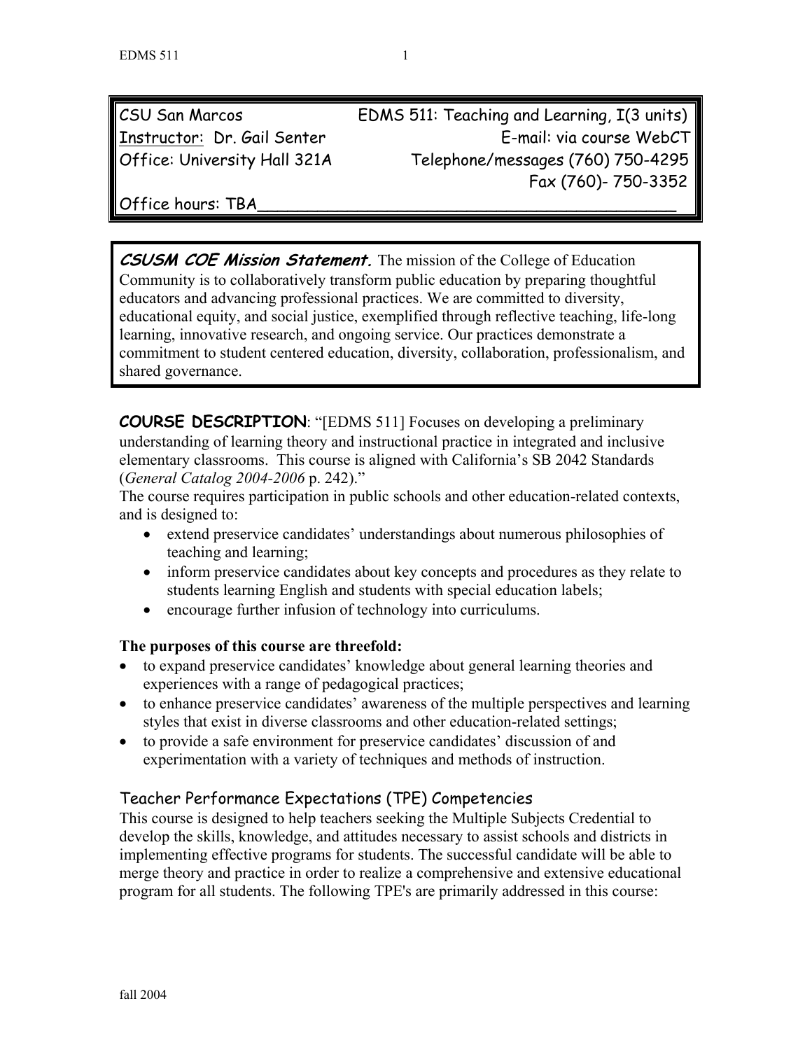| CSU San Marcos | EDMS 511: Teaching and Learning, I(3 units) |
| --- | --- |
| Instructor: Dr. Gail Senter | E-mail: via course WebCT |
| Office: University Hall 321A | Telephone/messages (760) 750-4295 |
| | Fax (760)- 750-3352 |
| Office hours: TBA | |

***CSUSM COE Mission Statement.*** The mission of the College of Education Community is to collaboratively transform public education by preparing thoughtful educators and advancing professional practices. We are committed to diversity, educational equity, and social justice, exemplified through reflective teaching, life-long learning, innovative research, and ongoing service. Our practices demonstrate a commitment to student centered education, diversity, collaboration, professionalism, and shared governance.

**COURSE DESCRIPTION**: "[EDMS 511] Focuses on developing a preliminary understanding of learning theory and instructional practice in integrated and inclusive elementary classrooms. This course is aligned with California's SB 2042 Standards (*General Catalog 2004-2006* p. 242)."

The course requires participation in public schools and other education-related contexts, and is designed to:

- extend preservice candidates' understandings about numerous philosophies of teaching and learning;
- inform preservice candidates about key concepts and procedures as they relate to students learning English and students with special education labels;
- encourage further infusion of technology into curriculums.

**The purposes of this course are threefold:**

- to expand preservice candidates' knowledge about general learning theories and experiences with a range of pedagogical practices;
- to enhance preservice candidates' awareness of the multiple perspectives and learning styles that exist in diverse classrooms and other education-related settings;
- to provide a safe environment for preservice candidates' discussion of and experimentation with a variety of techniques and methods of instruction.

## Teacher Performance Expectations (TPE) Competencies

This course is designed to help teachers seeking the Multiple Subjects Credential to develop the skills, knowledge, and attitudes necessary to assist schools and districts in implementing effective programs for students. The successful candidate will be able to merge theory and practice in order to realize a comprehensive and extensive educational program for all students. The following TPE's are primarily addressed in this course: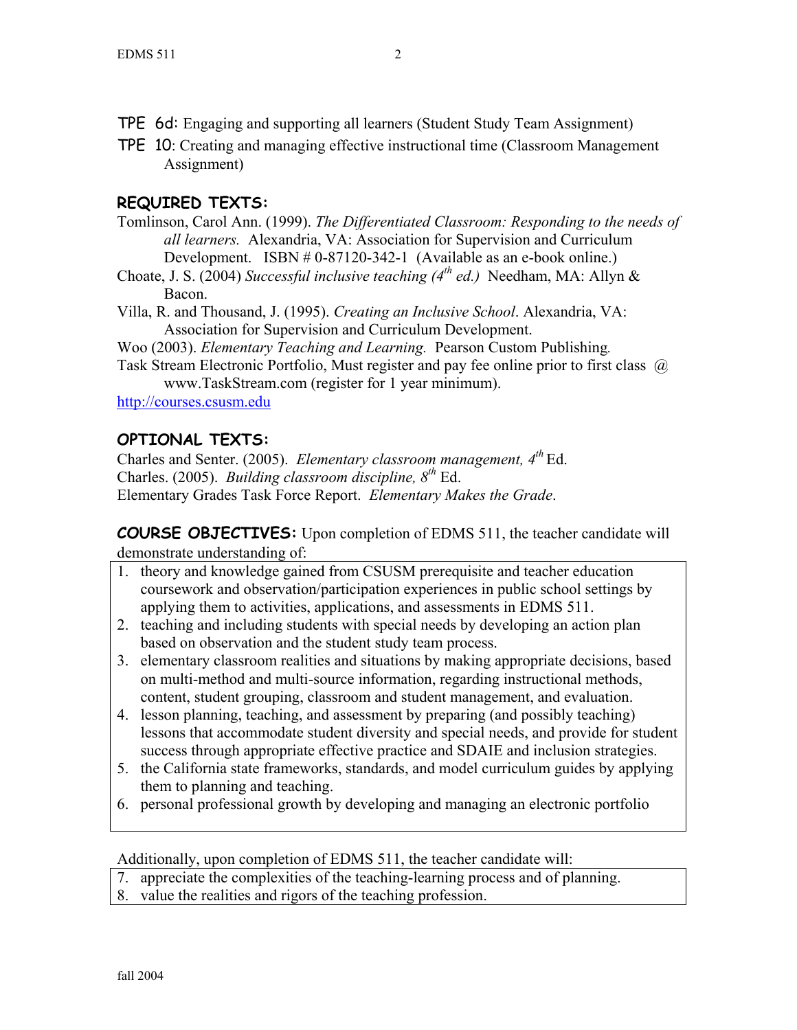**TPE 6d:** Engaging and supporting all learners (Student Study Team Assignment)

**TPE 10**: Creating and managing effective instructional time (Classroom Management Assignment)

## REQUIRED TEXTS:

Tomlinson, Carol Ann. (1999). *The Differentiated Classroom: Responding to the needs of all learners.* Alexandria, VA: Association for Supervision and Curriculum Development. ISBN # 0-87120-342-1 (Available as an e-book online.)

Choate, J. S. (2004) *Successful inclusive teaching (4th ed.)* Needham, MA: Allyn & Bacon.

Villa, R. and Thousand, J. (1995). *Creating an Inclusive School*. Alexandria, VA: Association for Supervision and Curriculum Development.

Woo (2003). *Elementary Teaching and Learning.* Pearson Custom Publishing.

Task Stream Electronic Portfolio, Must register and pay fee online prior to first class @ www.TaskStream.com (register for 1 year minimum).

http://courses.csusm.edu

## OPTIONAL TEXTS:

Charles and Senter. (2005). *Elementary classroom management, 4th* Ed.

Charles. (2005). *Building classroom discipline, 8th* Ed.

Elementary Grades Task Force Report. *Elementary Makes the Grade*.

**COURSE OBJECTIVES:** Upon completion of EDMS 511, the teacher candidate will demonstrate understanding of:

1. theory and knowledge gained from CSUSM prerequisite and teacher education coursework and observation/participation experiences in public school settings by applying them to activities, applications, and assessments in EDMS 511.
2. teaching and including students with special needs by developing an action plan based on observation and the student study team process.
3. elementary classroom realities and situations by making appropriate decisions, based on multi-method and multi-source information, regarding instructional methods, content, student grouping, classroom and student management, and evaluation.
4. lesson planning, teaching, and assessment by preparing (and possibly teaching) lessons that accommodate student diversity and special needs, and provide for student success through appropriate effective practice and SDAIE and inclusion strategies.
5. the California state frameworks, standards, and model curriculum guides by applying them to planning and teaching.
6. personal professional growth by developing and managing an electronic portfolio

Additionally, upon completion of EDMS 511, the teacher candidate will:

7. appreciate the complexities of the teaching-learning process and of planning.
8. value the realities and rigors of the teaching profession.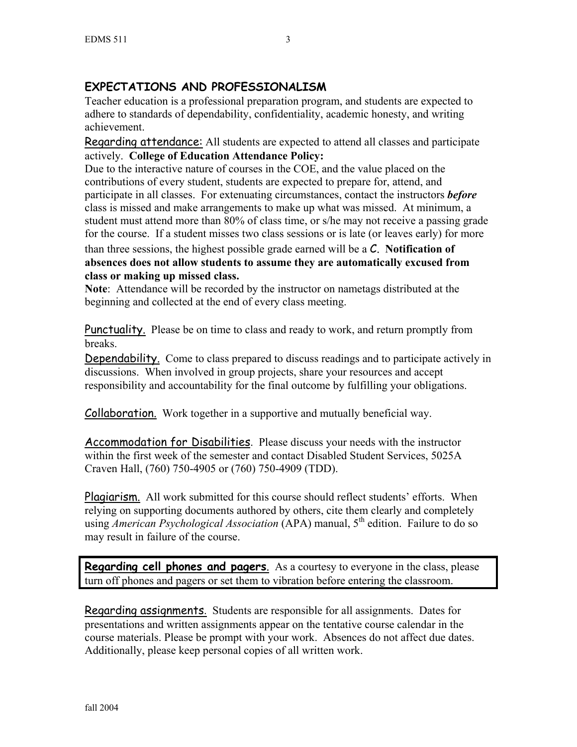## EXPECTATIONS AND PROFESSIONALISM

Teacher education is a professional preparation program, and students are expected to adhere to standards of dependability, confidentiality, academic honesty, and writing achievement.

Regarding attendance: All students are expected to attend all classes and participate actively. **College of Education Attendance Policy:**

Due to the interactive nature of courses in the COE, and the value placed on the contributions of every student, students are expected to prepare for, attend, and participate in all classes. For extenuating circumstances, contact the instructors ***before*** class is missed and make arrangements to make up what was missed. At minimum, a student must attend more than 80% of class time, or s/he may not receive a passing grade for the course. If a student misses two class sessions or is late (or leaves early) for more than three sessions, the highest possible grade earned will be a **C. Notification of absences does not allow students to assume they are automatically excused from class or making up missed class.**

**Note**: Attendance will be recorded by the instructor on nametags distributed at the beginning and collected at the end of every class meeting.

Punctuality. Please be on time to class and ready to work, and return promptly from breaks.

Dependability. Come to class prepared to discuss readings and to participate actively in discussions. When involved in group projects, share your resources and accept responsibility and accountability for the final outcome by fulfilling your obligations.

Collaboration. Work together in a supportive and mutually beneficial way.

Accommodation for Disabilities. Please discuss your needs with the instructor within the first week of the semester and contact Disabled Student Services, 5025A Craven Hall, (760) 750-4905 or (760) 750-4909 (TDD).

Plagiarism. All work submitted for this course should reflect students' efforts. When relying on supporting documents authored by others, cite them clearly and completely using *American Psychological Association* (APA) manual, 5th edition. Failure to do so may result in failure of the course.

**Regarding cell phones and pagers**. As a courtesy to everyone in the class, please turn off phones and pagers or set them to vibration before entering the classroom.

Regarding assignments. Students are responsible for all assignments. Dates for presentations and written assignments appear on the tentative course calendar in the course materials. Please be prompt with your work. Absences do not affect due dates. Additionally, please keep personal copies of all written work.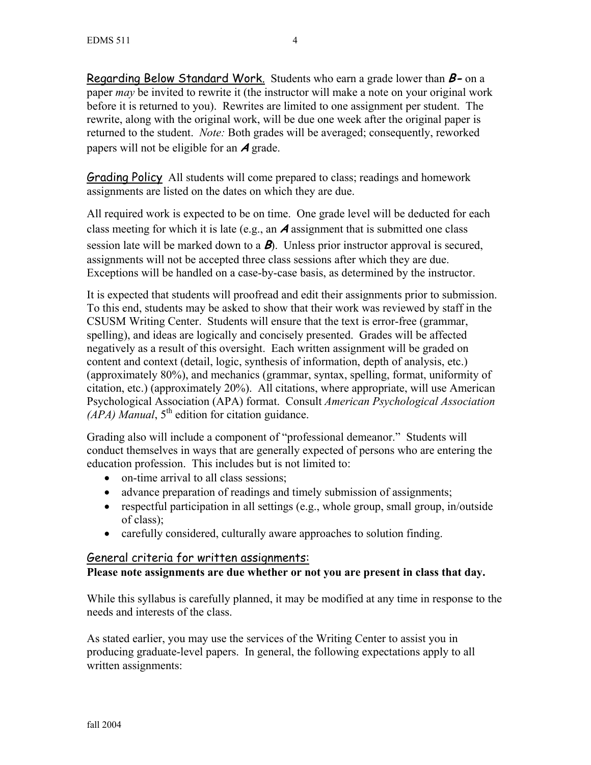Regarding Below Standard Work. Students who earn a grade lower than ***B-*** on a paper *may* be invited to rewrite it (the instructor will make a note on your original work before it is returned to you). Rewrites are limited to one assignment per student. The rewrite, along with the original work, will be due one week after the original paper is returned to the student. *Note:* Both grades will be averaged; consequently, reworked papers will not be eligible for an ***A*** grade.

Grading Policy All students will come prepared to class; readings and homework assignments are listed on the dates on which they are due.

All required work is expected to be on time. One grade level will be deducted for each class meeting for which it is late (e.g., an ***A*** assignment that is submitted one class session late will be marked down to a ***B***). Unless prior instructor approval is secured, assignments will not be accepted three class sessions after which they are due. Exceptions will be handled on a case-by-case basis, as determined by the instructor.

It is expected that students will proofread and edit their assignments prior to submission. To this end, students may be asked to show that their work was reviewed by staff in the CSUSM Writing Center. Students will ensure that the text is error-free (grammar, spelling), and ideas are logically and concisely presented. Grades will be affected negatively as a result of this oversight. Each written assignment will be graded on content and context (detail, logic, synthesis of information, depth of analysis, etc.) (approximately 80%), and mechanics (grammar, syntax, spelling, format, uniformity of citation, etc.) (approximately 20%). All citations, where appropriate, will use American Psychological Association (APA) format. Consult *American Psychological Association (APA) Manual*, 5th edition for citation guidance.

Grading also will include a component of "professional demeanor." Students will conduct themselves in ways that are generally expected of persons who are entering the education profession. This includes but is not limited to:

- on-time arrival to all class sessions;
- advance preparation of readings and timely submission of assignments;
- respectful participation in all settings (e.g., whole group, small group, in/outside of class);
- carefully considered, culturally aware approaches to solution finding.

### General criteria for written assignments:

**Please note assignments are due whether or not you are present in class that day.**

While this syllabus is carefully planned, it may be modified at any time in response to the needs and interests of the class.

As stated earlier, you may use the services of the Writing Center to assist you in producing graduate-level papers. In general, the following expectations apply to all written assignments: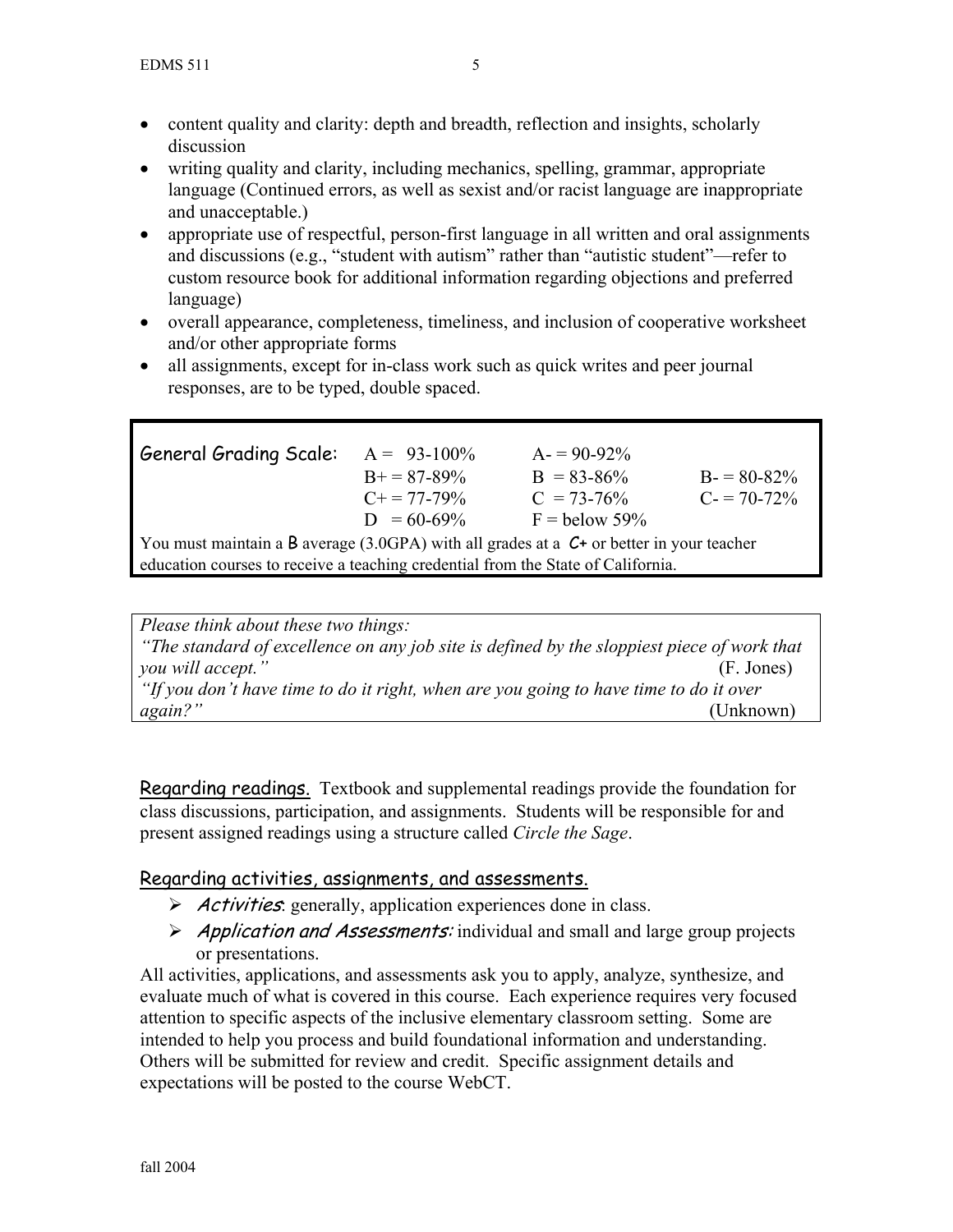- content quality and clarity: depth and breadth, reflection and insights, scholarly discussion
- writing quality and clarity, including mechanics, spelling, grammar, appropriate language (Continued errors, as well as sexist and/or racist language are inappropriate and unacceptable.)
- appropriate use of respectful, person-first language in all written and oral assignments and discussions (e.g., "student with autism" rather than "autistic student"—refer to custom resource book for additional information regarding objections and preferred language)
- overall appearance, completeness, timeliness, and inclusion of cooperative worksheet and/or other appropriate forms
- all assignments, except for in-class work such as quick writes and peer journal responses, are to be typed, double spaced.

| General Grading Scale: | A = 93-100% | A- = 90-92% | |
|---|---|---|---|
| | B+ = 87-89% | B = 83-86% | B- = 80-82% |
| | C+ = 77-79% | C = 73-76% | C- = 70-72% |
| | D = 60-69% | F = below 59% | |

You must maintain a **B** average (3.0GPA) with all grades at a ***C+*** or better in your teacher education courses to receive a teaching credential from the State of California.

*Please think about these two things:*
*"The standard of excellence on any job site is defined by the sloppiest piece of work that you will accept."* (F. Jones)
*"If you don't have time to do it right, when are you going to have time to do it over again?"* (Unknown)

Regarding readings. Textbook and supplemental readings provide the foundation for class discussions, participation, and assignments. Students will be responsible for and present assigned readings using a structure called *Circle the Sage*.

## Regarding activities, assignments, and assessments.

- *Activities*: generally, application experiences done in class.
- *Application and Assessments:* individual and small and large group projects or presentations.

All activities, applications, and assessments ask you to apply, analyze, synthesize, and evaluate much of what is covered in this course. Each experience requires very focused attention to specific aspects of the inclusive elementary classroom setting. Some are intended to help you process and build foundational information and understanding. Others will be submitted for review and credit. Specific assignment details and expectations will be posted to the course WebCT.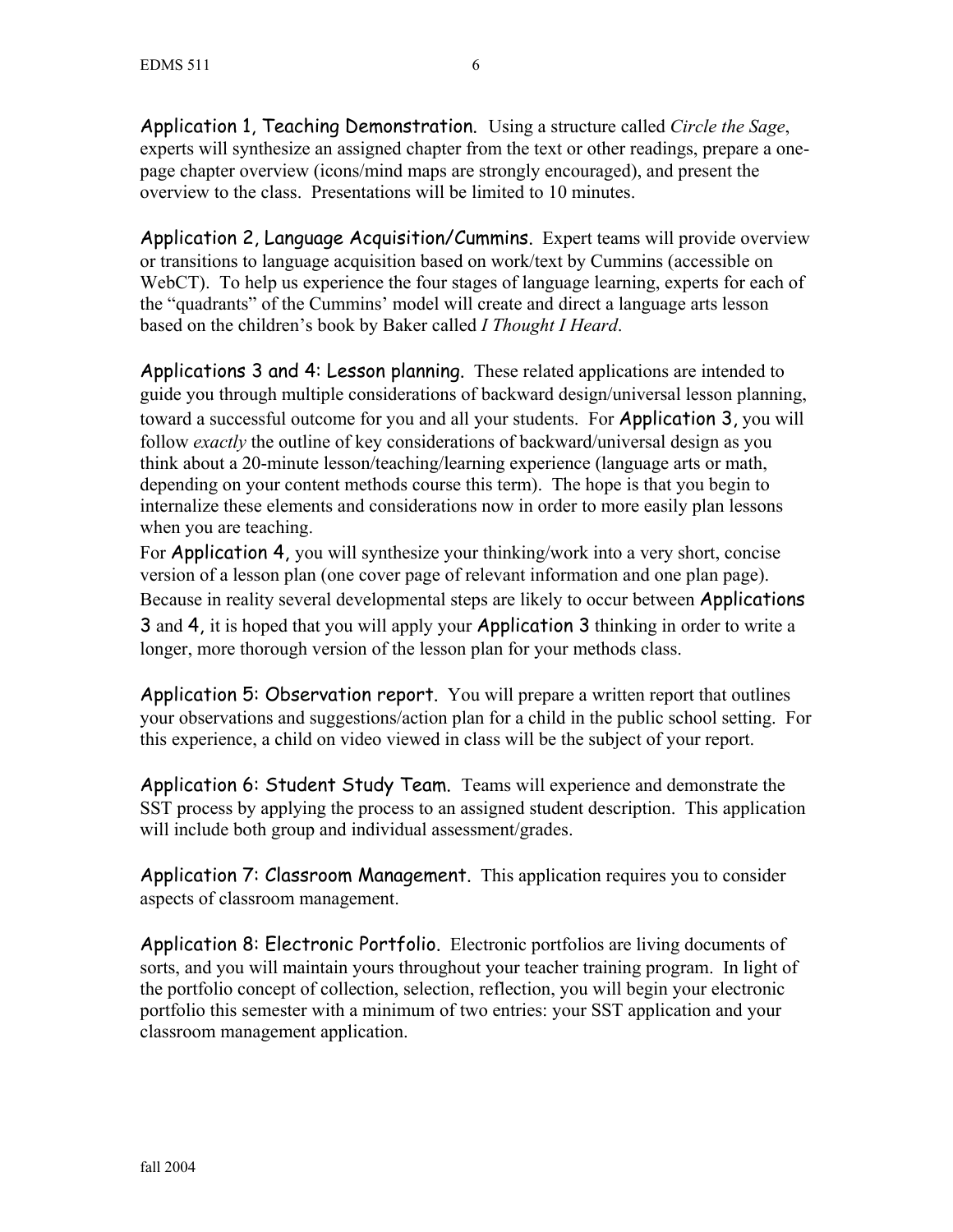**Application 1, Teaching Demonstration.** Using a structure called *Circle the Sage*, experts will synthesize an assigned chapter from the text or other readings, prepare a one-page chapter overview (icons/mind maps are strongly encouraged), and present the overview to the class. Presentations will be limited to 10 minutes.

**Application 2, Language Acquisition/Cummins.** Expert teams will provide overview or transitions to language acquisition based on work/text by Cummins (accessible on WebCT). To help us experience the four stages of language learning, experts for each of the "quadrants" of the Cummins' model will create and direct a language arts lesson based on the children's book by Baker called *I Thought I Heard*.

**Applications 3 and 4: Lesson planning.** These related applications are intended to guide you through multiple considerations of backward design/universal lesson planning, toward a successful outcome for you and all your students. For Application 3, you will follow *exactly* the outline of key considerations of backward/universal design as you think about a 20-minute lesson/teaching/learning experience (language arts or math, depending on your content methods course this term). The hope is that you begin to internalize these elements and considerations now in order to more easily plan lessons when you are teaching.

For Application 4, you will synthesize your thinking/work into a very short, concise version of a lesson plan (one cover page of relevant information and one plan page). Because in reality several developmental steps are likely to occur between Applications 3 and 4, it is hoped that you will apply your Application 3 thinking in order to write a longer, more thorough version of the lesson plan for your methods class.

**Application 5: Observation report.** You will prepare a written report that outlines your observations and suggestions/action plan for a child in the public school setting. For this experience, a child on video viewed in class will be the subject of your report.

**Application 6: Student Study Team.** Teams will experience and demonstrate the SST process by applying the process to an assigned student description. This application will include both group and individual assessment/grades.

**Application 7: Classroom Management.** This application requires you to consider aspects of classroom management.

**Application 8: Electronic Portfolio.** Electronic portfolios are living documents of sorts, and you will maintain yours throughout your teacher training program. In light of the portfolio concept of collection, selection, reflection, you will begin your electronic portfolio this semester with a minimum of two entries: your SST application and your classroom management application.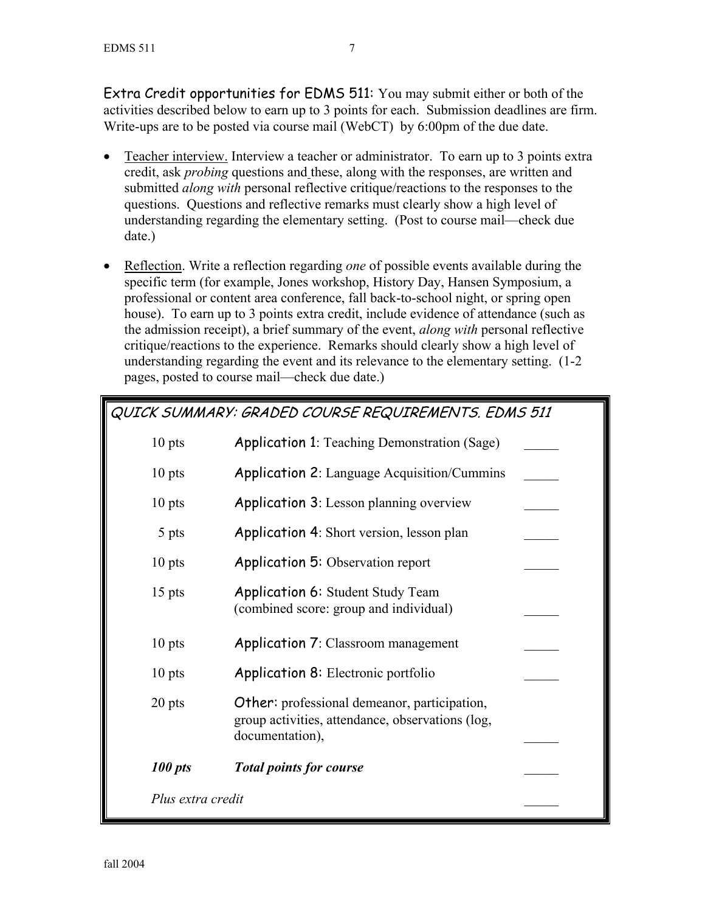Extra Credit opportunities for EDMS 511: You may submit either or both of the activities described below to earn up to 3 points for each. Submission deadlines are firm. Write-ups are to be posted via course mail (WebCT) by 6:00pm of the due date.

- Teacher interview. Interview a teacher or administrator. To earn up to 3 points extra credit, ask *probing* questions and these, along with the responses, are written and submitted *along with* personal reflective critique/reactions to the responses to the questions. Questions and reflective remarks must clearly show a high level of understanding regarding the elementary setting. (Post to course mail—check due date.)

- Reflection. Write a reflection regarding *one* of possible events available during the specific term (for example, Jones workshop, History Day, Hansen Symposium, a professional or content area conference, fall back-to-school night, or spring open house). To earn up to 3 points extra credit, include evidence of attendance (such as the admission receipt), a brief summary of the event, *along with* personal reflective critique/reactions to the experience. Remarks should clearly show a high level of understanding regarding the event and its relevance to the elementary setting. (1-2 pages, posted to course mail—check due date.)

*QUICK SUMMARY: GRADED COURSE REQUIREMENTS. EDMS 511*

| Points | Requirement | Score |
|---|---|---|
| 10 pts | Application 1: Teaching Demonstration (Sage) | _____ |
| 10 pts | Application 2: Language Acquisition/Cummins | _____ |
| 10 pts | Application 3: Lesson planning overview | _____ |
| 5 pts | Application 4: Short version, lesson plan | _____ |
| 10 pts | Application 5: Observation report | _____ |
| 15 pts | Application 6: Student Study Team (combined score: group and individual) | _____ |
| 10 pts | Application 7: Classroom management | _____ |
| 10 pts | Application 8: Electronic portfolio | _____ |
| 20 pts | Other: professional demeanor, participation, group activities, attendance, observations (log, documentation), | _____ |
| ***100 pts*** | ***Total points for course*** | _____ |
| *Plus extra credit* | | _____ |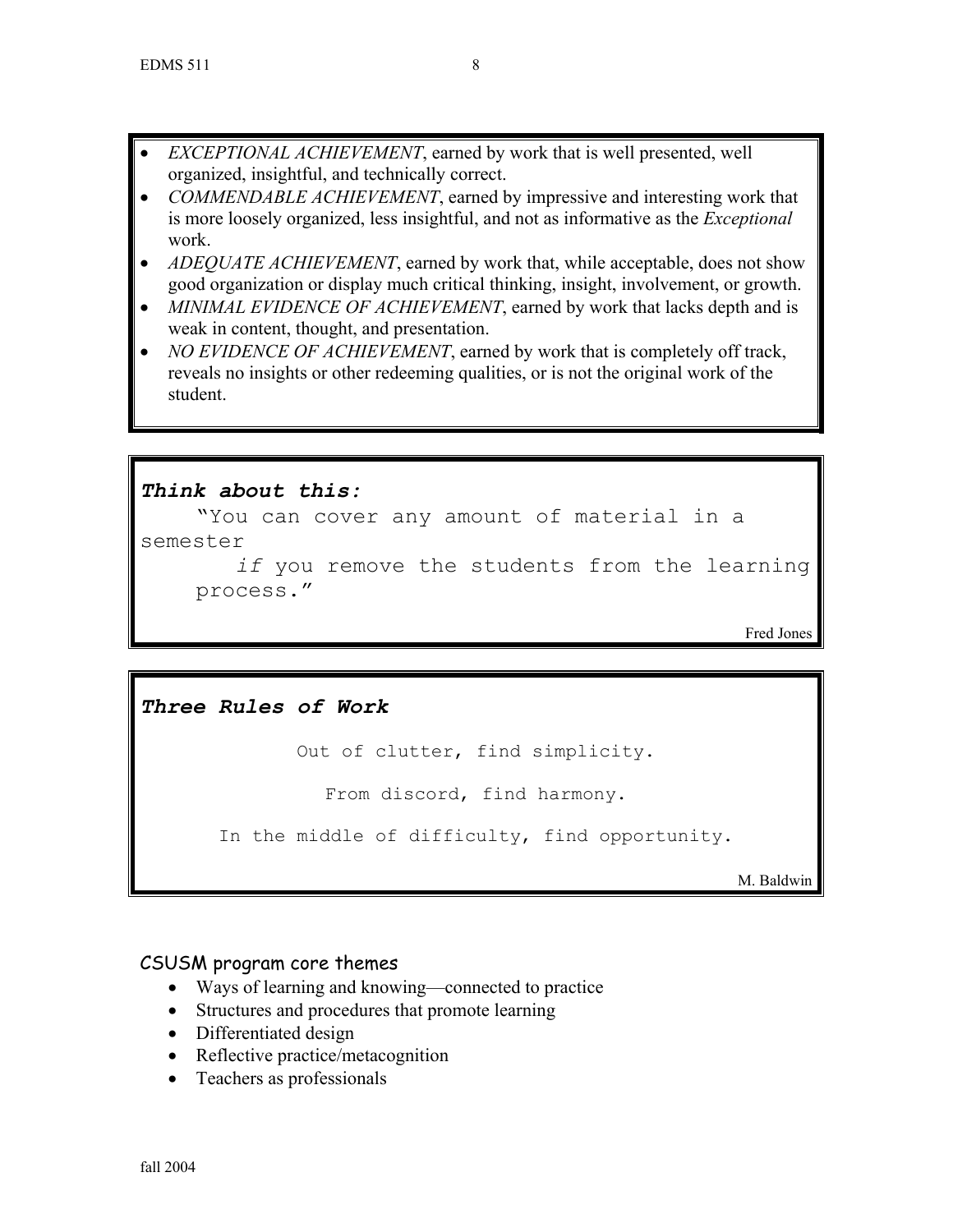- *EXCEPTIONAL ACHIEVEMENT*, earned by work that is well presented, well organized, insightful, and technically correct.
- *COMMENDABLE ACHIEVEMENT*, earned by impressive and interesting work that is more loosely organized, less insightful, and not as informative as the *Exceptional* work.
- *ADEQUATE ACHIEVEMENT*, earned by work that, while acceptable, does not show good organization or display much critical thinking, insight, involvement, or growth.
- *MINIMAL EVIDENCE OF ACHIEVEMENT*, earned by work that lacks depth and is weak in content, thought, and presentation.
- *NO EVIDENCE OF ACHIEVEMENT*, earned by work that is completely off track, reveals no insights or other redeeming qualities, or is not the original work of the student.

***Think about this:***

"You can cover any amount of material in a semester *if* you remove the students from the learning process."

Fred Jones

***Three Rules of Work***

Out of clutter, find simplicity.

From discord, find harmony.

In the middle of difficulty, find opportunity.

M. Baldwin

## CSUSM program core themes

- Ways of learning and knowing—connected to practice
- Structures and procedures that promote learning
- Differentiated design
- Reflective practice/metacognition
- Teachers as professionals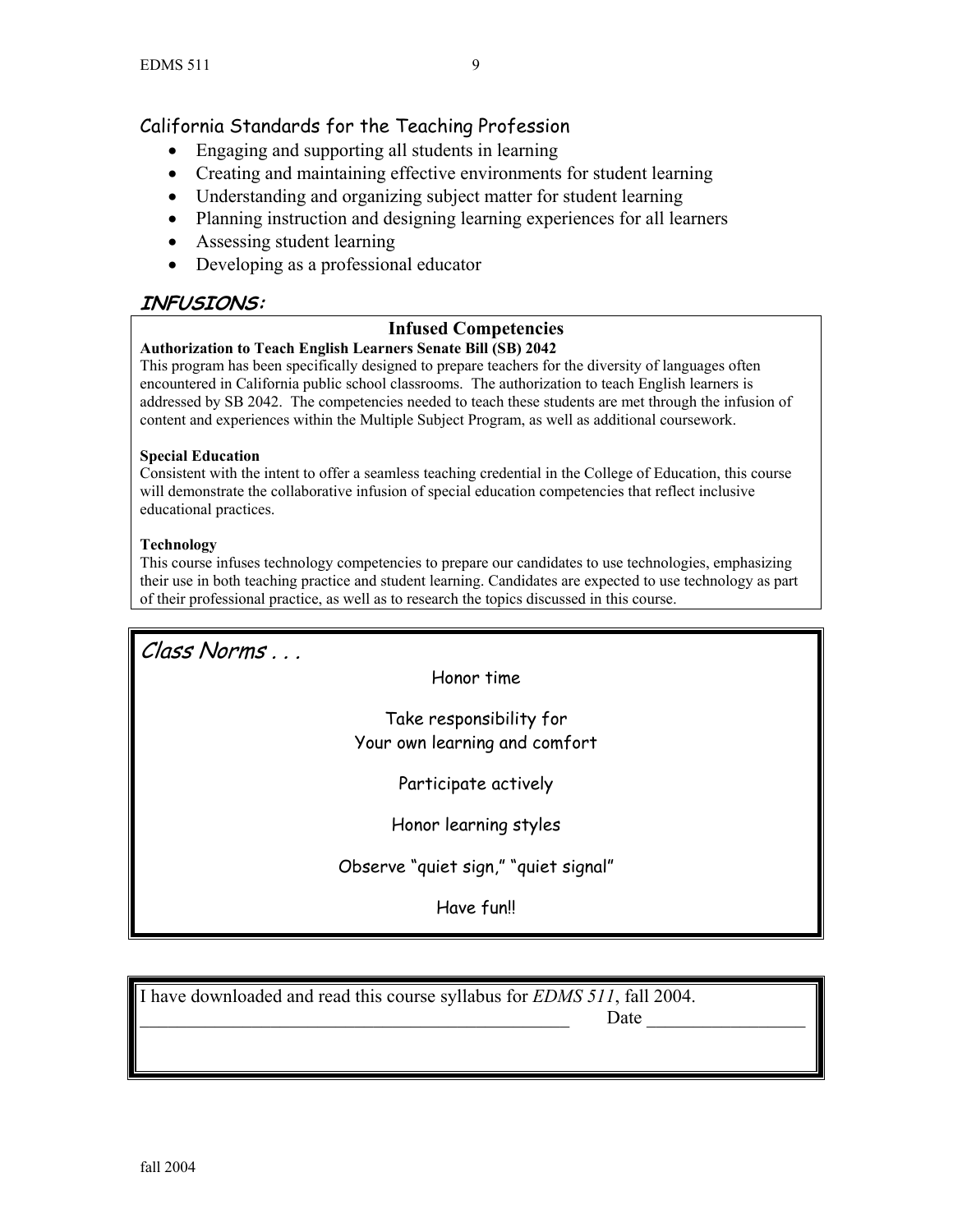## California Standards for the Teaching Profession

- Engaging and supporting all students in learning
- Creating and maintaining effective environments for student learning
- Understanding and organizing subject matter for student learning
- Planning instruction and designing learning experiences for all learners
- Assessing student learning
- Developing as a professional educator

## *INFUSIONS:*

### Infused Competencies

**Authorization to Teach English Learners Senate Bill (SB) 2042**

This program has been specifically designed to prepare teachers for the diversity of languages often encountered in California public school classrooms. The authorization to teach English learners is addressed by SB 2042. The competencies needed to teach these students are met through the infusion of content and experiences within the Multiple Subject Program, as well as additional coursework.

**Special Education**

Consistent with the intent to offer a seamless teaching credential in the College of Education, this course will demonstrate the collaborative infusion of special education competencies that reflect inclusive educational practices.

**Technology**

This course infuses technology competencies to prepare our candidates to use technologies, emphasizing their use in both teaching practice and student learning. Candidates are expected to use technology as part of their professional practice, as well as to research the topics discussed in this course.

## *Class Norms . . .*

Honor time

Take responsibility for
Your own learning and comfort

Participate actively

Honor learning styles

Observe "quiet sign," "quiet signal"

Have fun!!

I have downloaded and read this course syllabus for *EDMS 511*, fall 2004.

_________________________________________________ Date _________________